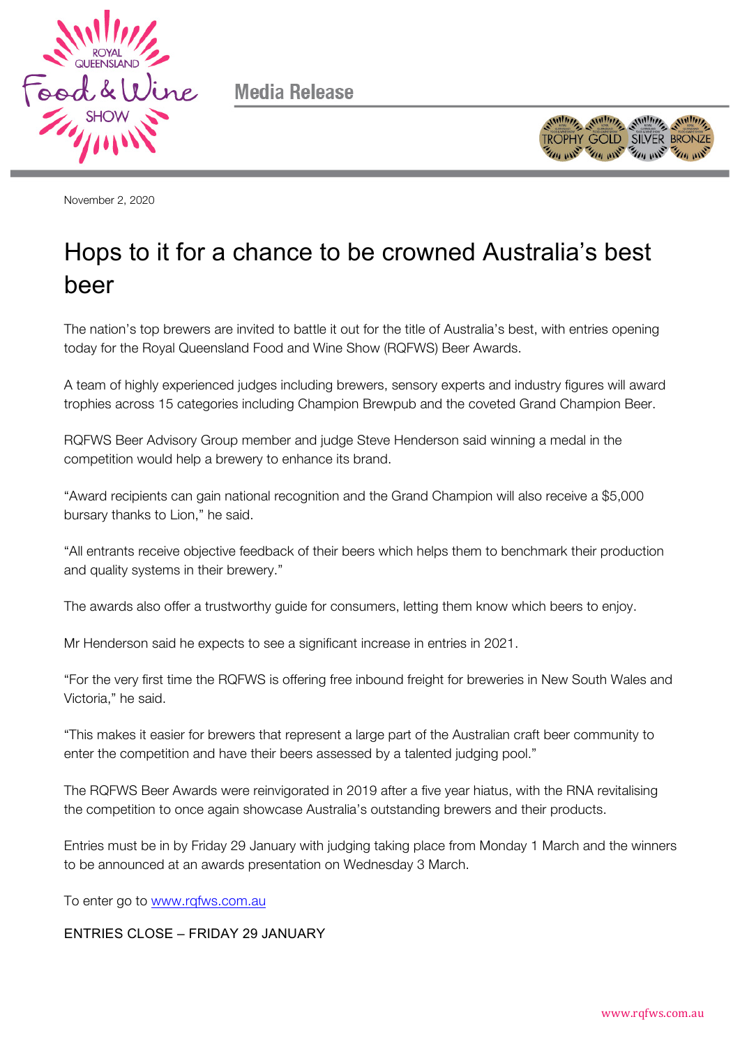Media Release

November 2, 2020

# Hops to it for a chance to be crowned Australia's best beer

The nation's top brewers are invited to battle it out for the title of Australia's best, with entries opening today for the Royal Queensland Food and Wine Show (RQFWS) Beer Awards.

A team of highly experienced judges including brewers, sensory experts and industry figures will award trophies across 15 categories including Champion Brewpub and the coveted Grand Champion Beer.

RQFWS Beer Advisory Group member and judge Steve Henderson said winning a medal in the competition would help a brewery to enhance its brand.

"Award recipients can gain national recognition and the Grand Champion will also receive a $5,000 bursary thanks to Lion," he said.

"All entrants receive objective feedback of their beers which helps them to benchmark their production and quality systems in their brewery."

The awards also offer a trustworthy guide for consumers, letting them know which beers to enjoy.

Mr Henderson said he expects to see a significant increase in entries in 2021.

"For the very first time the RQFWS is offering free inbound freight for breweries in New South Wales and Victoria," he said.

"This makes it easier for brewers that represent a large part of the Australian craft beer community to enter the competition and have their beers assessed by a talented judging pool."

The RQFWS Beer Awards were reinvigorated in 2019 after a five year hiatus, with the RNA revitalising the competition to once again showcase Australia's outstanding brewers and their products.

Entries must be in by Friday 29 January with judging taking place from Monday 1 March and the winners to be announced at an awards presentation on Wednesday 3 March.

To enter go to [www.rqfws.com.au](http://www.rqfws.com.au)

ENTRIES CLOSE – FRIDAY 29 JANUARY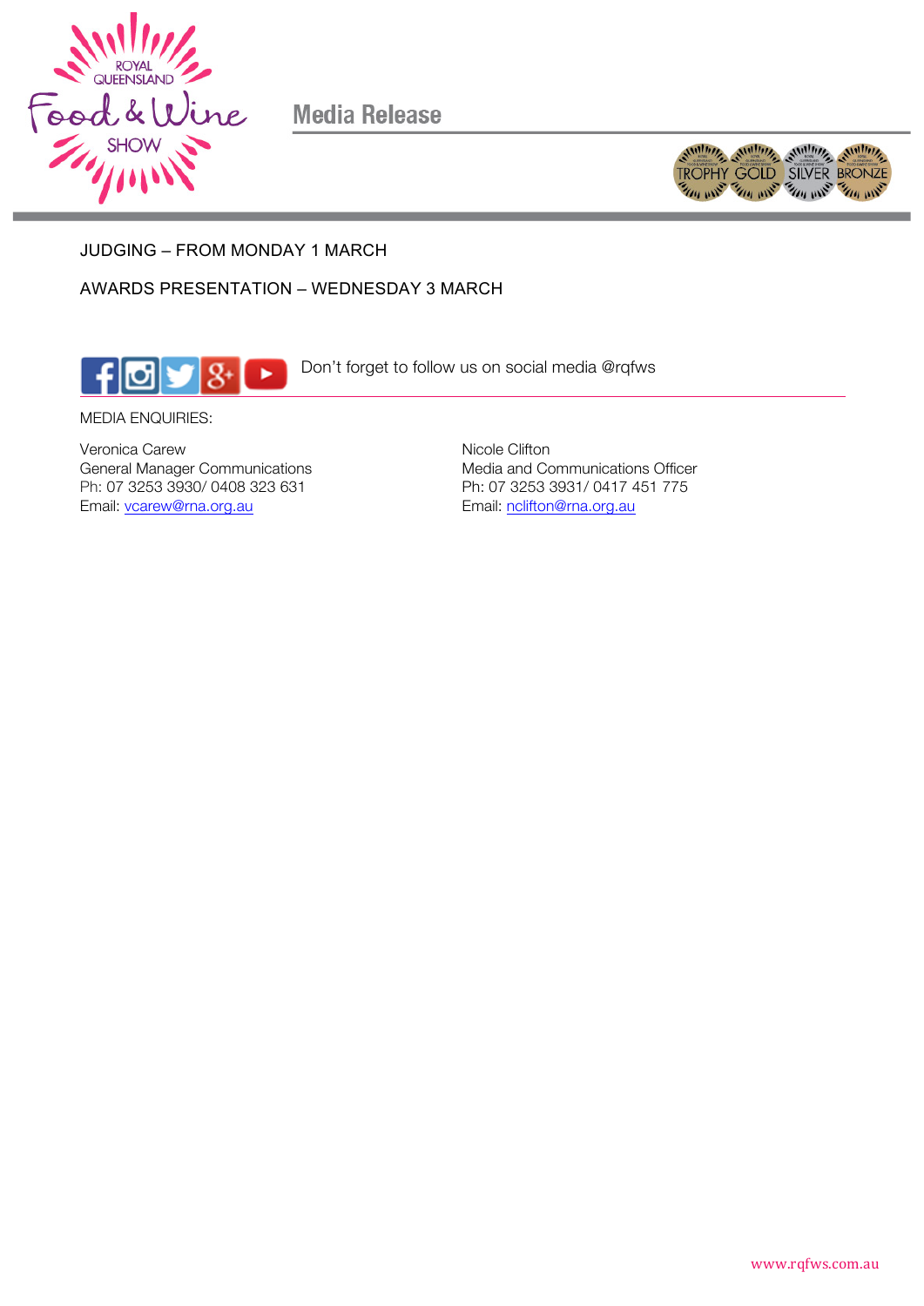JUDGING – FROM MONDAY 1 MARCH

AWARDS PRESENTATION – WEDNESDAY 3 MARCH

Don't forget to follow us on social media @rqfws

MEDIA ENQUIRIES:

Veronica Carew
General Manager Communications
Ph: 07 3253 3930/ 0408 323 631
Email: vcarew@rna.org.au

Nicole Clifton
Media and Communications Officer
Ph: 07 3253 3931/ 0417 451 775
Email: nclifton@rna.org.au